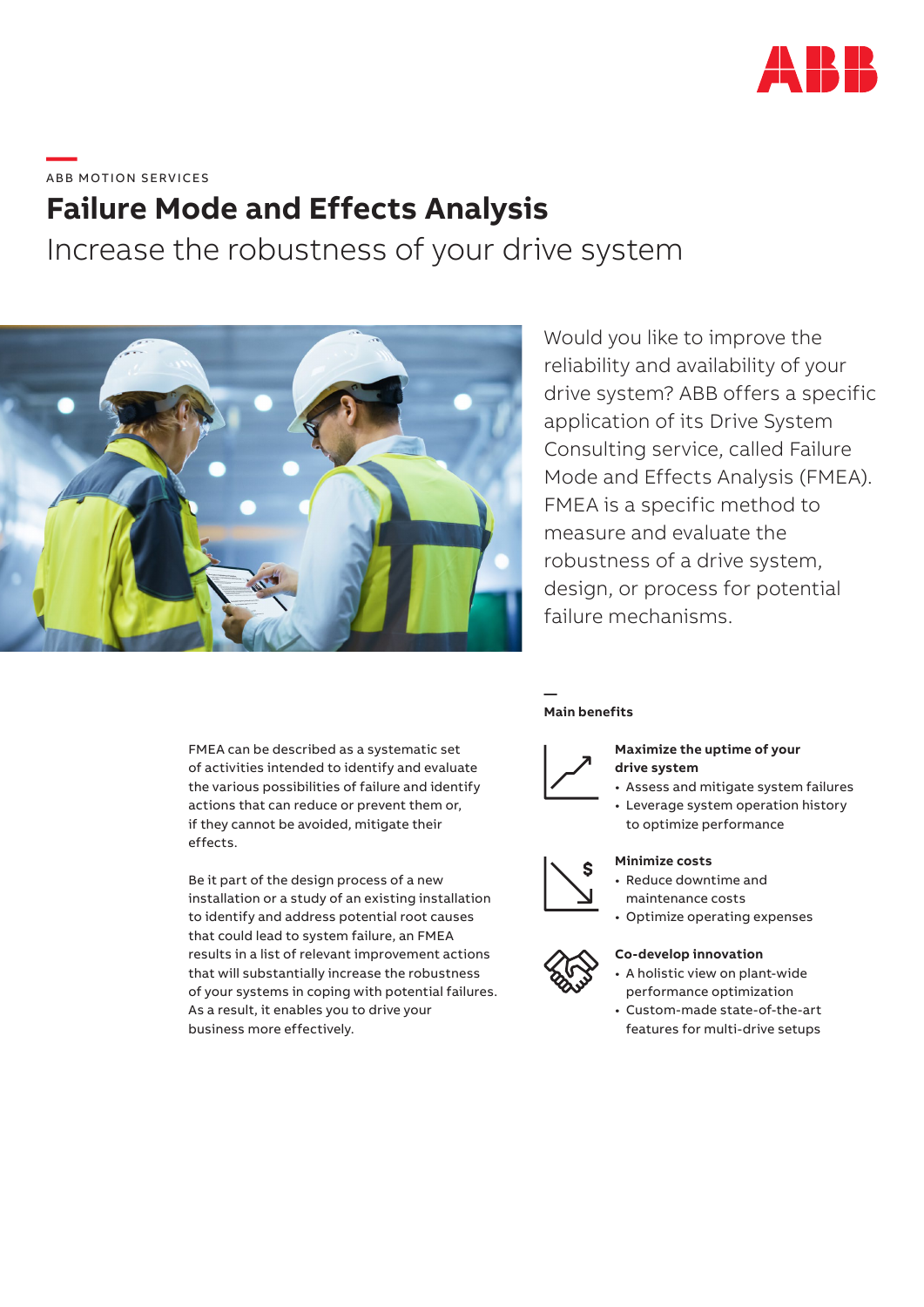ABB MOTION SERVICES

# Failure Mode and Effects Analysis

## Increase the robustness of your drive system

Would you like to improve the reliability and availability of your drive system? ABB offers a specific application of its Drive System Consulting service, called Failure Mode and Effects Analysis (FMEA). FMEA is a specific method to measure and evaluate the robustness of a drive system, design, or process for potential failure mechanisms.

FMEA can be described as a systematic set of activities intended to identify and evaluate the various possibilities of failure and identify actions that can reduce or prevent them or, if they cannot be avoided, mitigate their effects.

Be it part of the design process of a new installation or a study of an existing installation to identify and address potential root causes that could lead to system failure, an FMEA results in a list of relevant improvement actions that will substantially increase the robustness of your systems in coping with potential failures. As a result, it enables you to drive your business more effectively.

### Main benefits

**Maximize the uptime of your drive system**

- Assess and mitigate system failures
- Leverage system operation history to optimize performance

**Minimize costs**

- Reduce downtime and maintenance costs
- Optimize operating expenses

**Co-develop innovation**

- A holistic view on plant-wide performance optimization
- Custom-made state-of-the-art features for multi-drive setups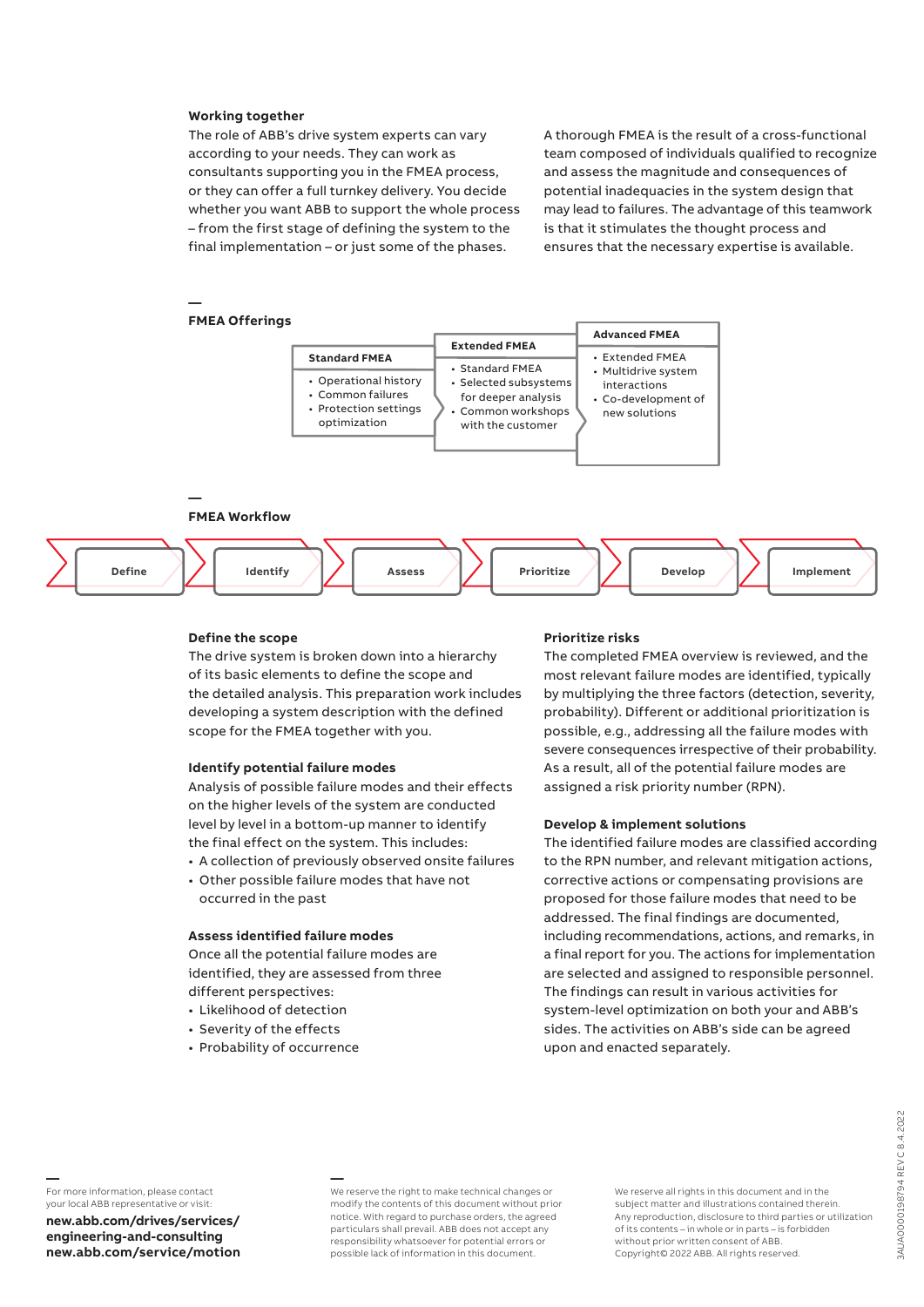### Working together

The role of ABB's drive system experts can vary according to your needs. They can work as consultants supporting you in the FMEA process, or they can offer a full turnkey delivery. You decide whether you want ABB to support the whole process – from the first stage of defining the system to the final implementation – or just some of the phases.

A thorough FMEA is the result of a cross-functional team composed of individuals qualified to recognize and assess the magnitude and consequences of potential inadequacies in the system design that may lead to failures. The advantage of this teamwork is that it stimulates the thought process and ensures that the necessary expertise is available.

## FMEA Offerings

**Standard FMEA**
- Operational history
- Common failures
- Protection settings optimization

**Extended FMEA**
- Standard FMEA
- Selected subsystems for deeper analysis
- Common workshops with the customer

**Advanced FMEA**
- Extended FMEA
- Multidrive system interactions
- Co-development of new solutions

## FMEA Workflow

Define → Identify → Assess → Prioritize → Develop → Implement

### Define the scope

The drive system is broken down into a hierarchy of its basic elements to define the scope and the detailed analysis. This preparation work includes developing a system description with the defined scope for the FMEA together with you.

### Identify potential failure modes

Analysis of possible failure modes and their effects on the higher levels of the system are conducted level by level in a bottom-up manner to identify the final effect on the system. This includes:

- A collection of previously observed onsite failures
- Other possible failure modes that have not occurred in the past

### Assess identified failure modes

Once all the potential failure modes are identified, they are assessed from three different perspectives:

- Likelihood of detection
- Severity of the effects
- Probability of occurrence

### Prioritize risks

The completed FMEA overview is reviewed, and the most relevant failure modes are identified, typically by multiplying the three factors (detection, severity, probability). Different or additional prioritization is possible, e.g., addressing all the failure modes with severe consequences irrespective of their probability. As a result, all of the potential failure modes are assigned a risk priority number (RPN).

### Develop & implement solutions

The identified failure modes are classified according to the RPN number, and relevant mitigation actions, corrective actions or compensating provisions are proposed for those failure modes that need to be addressed. The final findings are documented, including recommendations, actions, and remarks, in a final report for you. The actions for implementation are selected and assigned to responsible personnel. The findings can result in various activities for system-level optimization on both your and ABB's sides. The activities on ABB's side can be agreed upon and enacted separately.

For more information, please contact your local ABB representative or visit:

**new.abb.com/drives/services/engineering-and-consulting**
**new.abb.com/service/motion**

We reserve the right to make technical changes or modify the contents of this document without prior notice. With regard to purchase orders, the agreed particulars shall prevail. ABB does not accept any responsibility whatsoever for potential errors or possible lack of information in this document.

We reserve all rights in this document and in the subject matter and illustrations contained therein. Any reproduction, disclosure to third parties or utilization of its contents – in whole or in parts – is forbidden without prior written consent of ABB.
Copyright© 2022 ABB. All rights reserved.

3AUA0000198794 REV C 8.4.2022